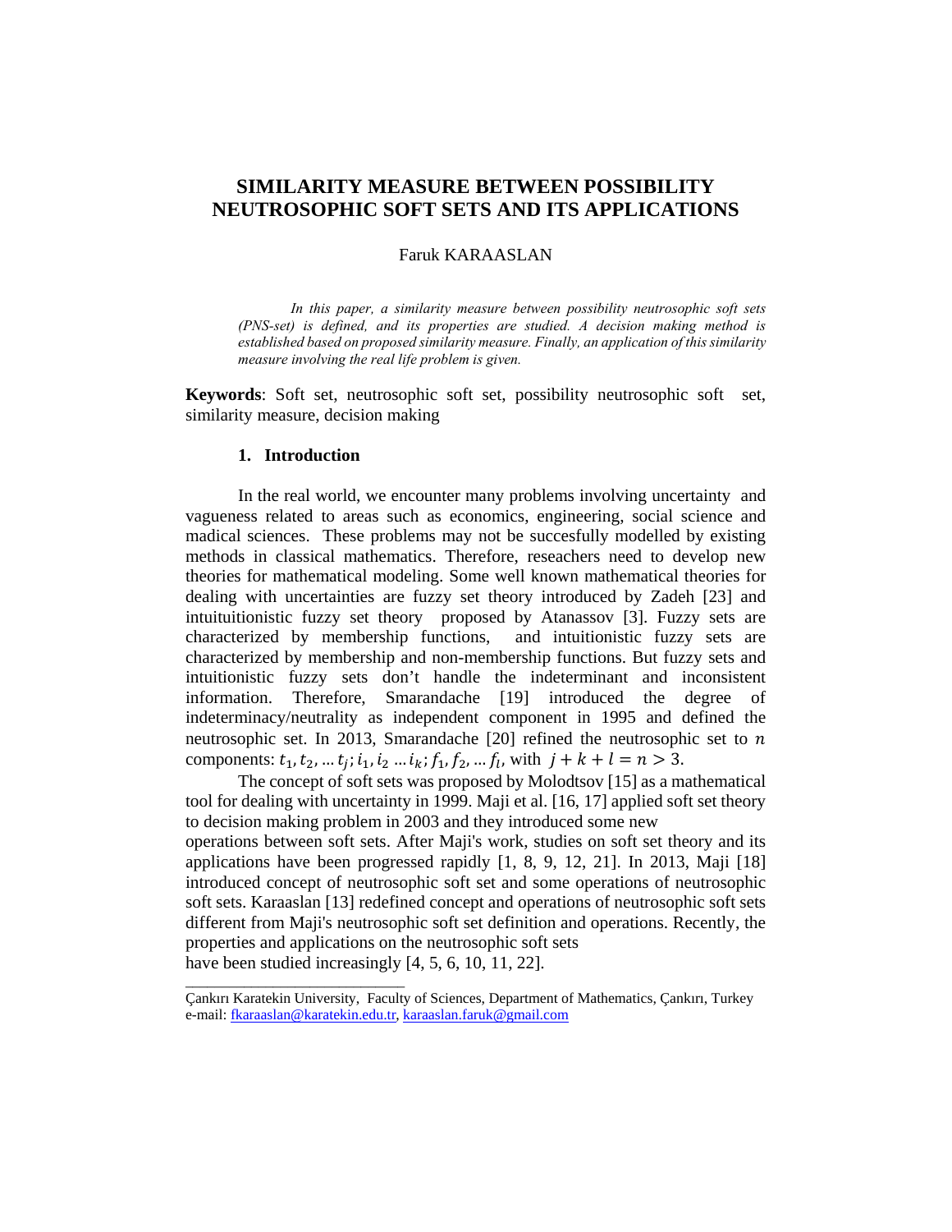# SIMILARITY MEASURE BETWEEN POSSIBILITY NEUTROSOPHIC SOFT SETS AND ITS APPLICATIONS

Faruk KARAASLAN

*In this paper, a similarity measure between possibility neutrosophic soft sets (PNS-set) is defined, and its properties are studied. A decision making method is established based on proposed similarity measure. Finally, an application of this similarity measure involving the real life problem is given.*

**Keywords**: Soft set, neutrosophic soft set, possibility neutrosophic soft set, similarity measure, decision making

## 1. Introduction

In the real world, we encounter many problems involving uncertainty and vagueness related to areas such as economics, engineering, social science and madical sciences. These problems may not be succesfully modelled by existing methods in classical mathematics. Therefore, reseachers need to develop new theories for mathematical modeling. Some well known mathematical theories for dealing with uncertainties are fuzzy set theory introduced by Zadeh [23] and intuituitionistic fuzzy set theory proposed by Atanassov [3]. Fuzzy sets are characterized by membership functions, and intuitionistic fuzzy sets are characterized by membership and non-membership functions. But fuzzy sets and intuitionistic fuzzy sets don't handle the indeterminant and inconsistent information. Therefore, Smarandache [19] introduced the degree of indeterminacy/neutrality as independent component in 1995 and defined the neutrosophic set. In 2013, Smarandache [20] refined the neutrosophic set to $n$ components: $t_1, t_2, \dots t_j; i_1, i_2 \dots i_k; f_1, f_2, \dots f_l$, with $j + k + l = n > 3$.

The concept of soft sets was proposed by Molodtsov [15] as a mathematical tool for dealing with uncertainty in 1999. Maji et al. [16, 17] applied soft set theory to decision making problem in 2003 and they introduced some new operations between soft sets. After Maji's work, studies on soft set theory and its applications have been progressed rapidly [1, 8, 9, 12, 21]. In 2013, Maji [18] introduced concept of neutrosophic soft set and some operations of neutrosophic soft sets. Karaaslan [13] redefined concept and operations of neutrosophic soft sets different from Maji's neutrosophic soft set definition and operations. Recently, the properties and applications on the neutrosophic soft sets have been studied increasingly [4, 5, 6, 10, 11, 22].

---

Çankırı Karatekin University, Faculty of Sciences, Department of Mathematics, Çankırı, Turkey
e-mail: fkaraaslan@karatekin.edu.tr, karaaslan.faruk@gmail.com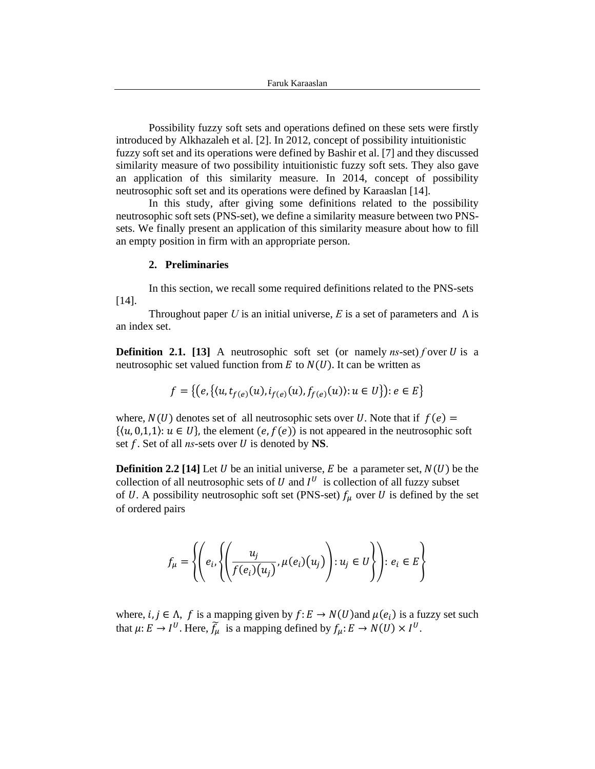Possibility fuzzy soft sets and operations defined on these sets were firstly introduced by Alkhazaleh et al. [2]. In 2012, concept of possibility intuitionistic fuzzy soft set and its operations were defined by Bashir et al. [7] and they discussed similarity measure of two possibility intuitionistic fuzzy soft sets. They also gave an application of this similarity measure. In 2014, concept of possibility neutrosophic soft set and its operations were defined by Karaaslan [14].

In this study, after giving some definitions related to the possibility neutrosophic soft sets (PNS-set), we define a similarity measure between two PNS-sets. We finally present an application of this similarity measure about how to fill an empty position in firm with an appropriate person.

## 2. Preliminaries

In this section, we recall some required definitions related to the PNS-sets [14].

Throughout paper $U$ is an initial universe, $E$ is a set of parameters and $\Lambda$ is an index set.

**Definition 2.1. [13]** A neutrosophic soft set (or namely *ns*-set) $f$ over $U$ is a neutrosophic set valued function from $E$ to $N(U)$. It can be written as

$$f = \left\{\left(e, \left\{\langle u, t_{f(e)}(u), i_{f(e)}(u), f_{f(e)}(u)\rangle : u \in U\right\}\right) : e \in E\right\}$$

where, $N(U)$ denotes set of all neutrosophic sets over $U$. Note that if $f(e) = \{\langle u, 0,1,1\rangle : u \in U\}$, the element $(e, f(e))$ is not appeared in the neutrosophic soft set $f$. Set of all *ns*-sets over $U$ is denoted by **NS**.

**Definition 2.2 [14]** Let $U$ be an initial universe, $E$ be a parameter set, $N(U)$ be the collection of all neutrosophic sets of $U$ and $I^U$ is collection of all fuzzy subset of $U$. A possibility neutrosophic soft set (PNS-set) $f_\mu$ over $U$ is defined by the set of ordered pairs

$$f_\mu = \left\{\left(e_i, \left\{\left(\frac{u_j}{f(e_i)(u_j)}, \mu(e_i)(u_j)\right) : u_j \in U\right\}\right) : e_i \in E\right\}$$

where, $i, j \in \Lambda$, $f$ is a mapping given by $f: E \to N(U)$and $\mu(e_i)$ is a fuzzy set such that $\mu: E \to I^U$. Here, $\widetilde{f_\mu}$ is a mapping defined by $f_\mu: E \to N(U) \times I^U$.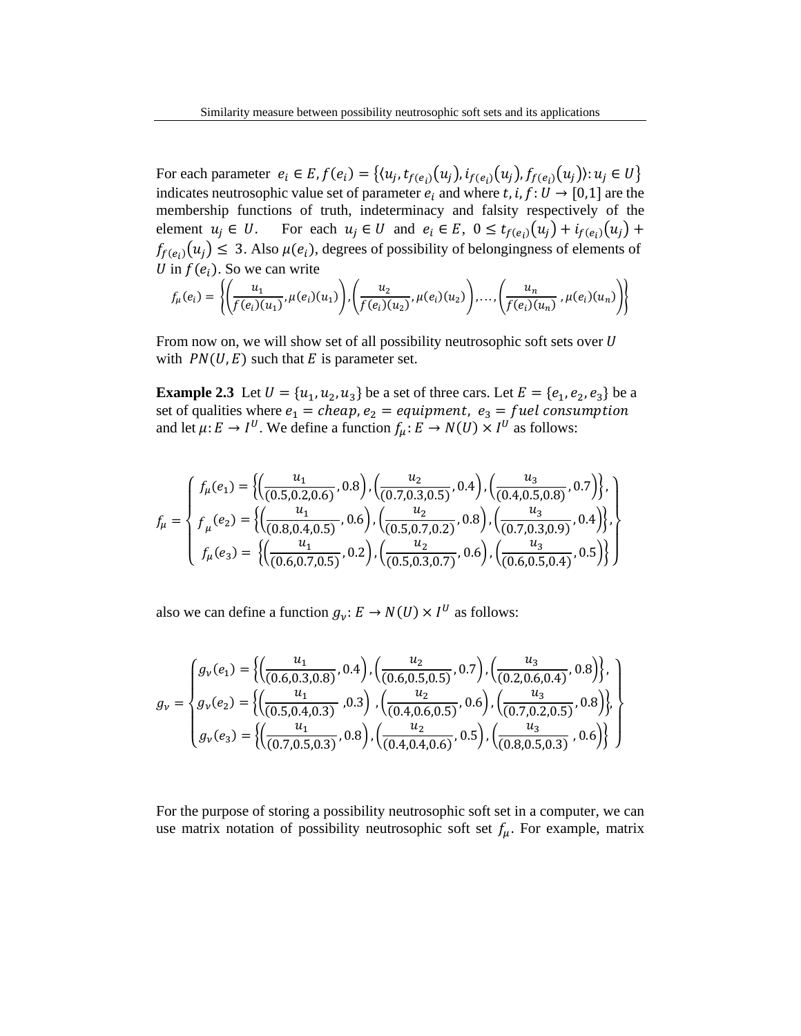For each parameter $e_i \in E, f(e_i) = \{\langle u_j, t_{f(e_i)}(u_j), i_{f(e_i)}(u_j), f_{f(e_i)}(u_j)\rangle : u_j \in U\}$ indicates neutrosophic value set of parameter $e_i$ and where $t, i, f : U \to [0,1]$ are the membership functions of truth, indeterminacy and falsity respectively of the element $u_j \in U$. For each $u_j \in U$ and $e_i \in E$, $0 \leq t_{f(e_i)}(u_j) + i_{f(e_i)}(u_j) + f_{f(e_i)}(u_j) \leq 3$. Also $\mu(e_i)$, degrees of possibility of belongingness of elements of $U$ in $f(e_i)$. So we can write

$$f_\mu(e_i) = \left\{\left(\frac{u_1}{f(e_i)(u_1)}, \mu(e_i)(u_1)\right), \left(\frac{u_2}{f(e_i)(u_2)}, \mu(e_i)(u_2)\right), \ldots, \left(\frac{u_n}{f(e_i)(u_n)}, \mu(e_i)(u_n)\right)\right\}$$

From now on, we will show set of all possibility neutrosophic soft sets over $U$ with $PN(U, E)$ such that $E$ is parameter set.

**Example 2.3** Let $U = \{u_1, u_2, u_3\}$ be a set of three cars. Let $E = \{e_1, e_2, e_3\}$ be a set of qualities where $e_1 = cheap, e_2 = equipment, \; e_3 = fuel\ consumption$ and let $\mu : E \to I^U$. We define a function $f_\mu : E \to N(U) \times I^U$ as follows:

$$f_\mu = \left\{\begin{array}{l} f_\mu(e_1) = \left\{\left(\frac{u_1}{(0.5,0.2,0.6)}, 0.8\right), \left(\frac{u_2}{(0.7,0.3,0.5)}, 0.4\right), \left(\frac{u_3}{(0.4,0.5,0.8)}, 0.7\right)\right\}, \\ f_\mu(e_2) = \left\{\left(\frac{u_1}{(0.8,0.4,0.5)}, 0.6\right), \left(\frac{u_2}{(0.5,0.7,0.2)}, 0.8\right), \left(\frac{u_3}{(0.7,0.3,0.9)}, 0.4\right)\right\}, \\ f_\mu(e_3) = \left\{\left(\frac{u_1}{(0.6,0.7,0.5)}, 0.2\right), \left(\frac{u_2}{(0.5,0.3,0.7)}, 0.6\right), \left(\frac{u_3}{(0.6,0.5,0.4)}, 0.5\right)\right\} \end{array}\right\}$$

also we can define a function $g_\nu : E \to N(U) \times I^U$ as follows:

$$g_\nu = \left\{\begin{array}{l} g_\nu(e_1) = \left\{\left(\frac{u_1}{(0.6,0.3,0.8)}, 0.4\right), \left(\frac{u_2}{(0.6,0.5,0.5)}, 0.7\right), \left(\frac{u_3}{(0.2,0.6,0.4)}, 0.8\right)\right\}, \\ g_\nu(e_2) = \left\{\left(\frac{u_1}{(0.5,0.4,0.3)}, 0.3\right), \left(\frac{u_2}{(0.4,0.6,0.5)}, 0.6\right), \left(\frac{u_3}{(0.7,0.2,0.5)}, 0.8\right)\right\}, \\ g_\nu(e_3) = \left\{\left(\frac{u_1}{(0.7,0.5,0.3)}, 0.8\right), \left(\frac{u_2}{(0.4,0.4,0.6)}, 0.5\right), \left(\frac{u_3}{(0.8,0.5,0.3)}, 0.6\right)\right\} \end{array}\right\}$$

For the purpose of storing a possibility neutrosophic soft set in a computer, we can use matrix notation of possibility neutrosophic soft set $f_\mu$. For example, matrix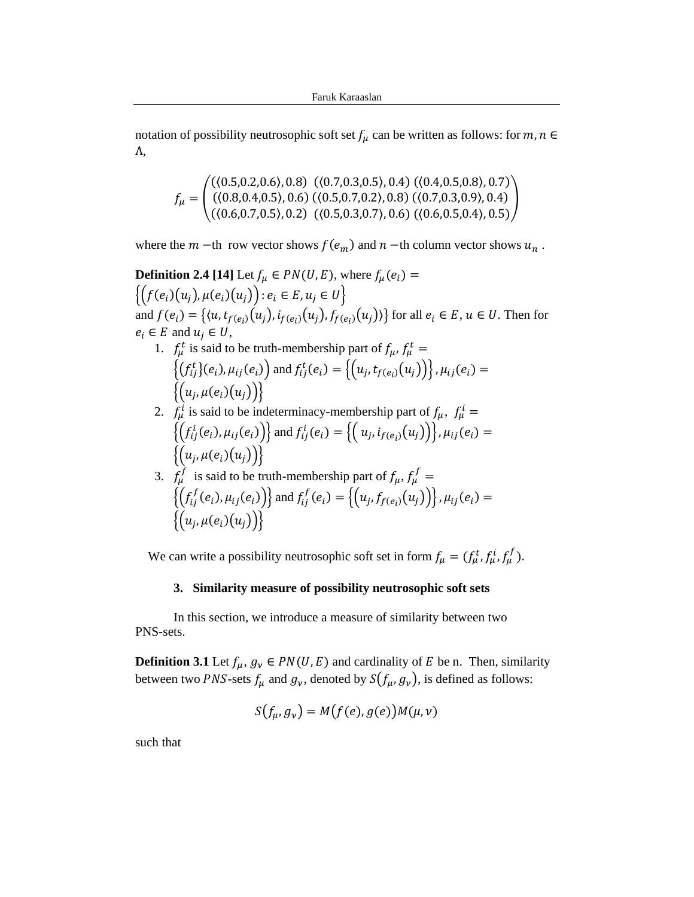notation of possibility neutrosophic soft set $f_\mu$ can be written as follows: for $m, n \in \Lambda$,

$$f_\mu = \begin{pmatrix} (\langle 0.5,0.2,0.6\rangle, 0.8) & (\langle 0.7,0.3,0.5\rangle, 0.4) & (\langle 0.4,0.5,0.8\rangle, 0.7) \\ (\langle 0.8,0.4,0.5\rangle, 0.6) & (\langle 0.5,0.7,0.2\rangle, 0.8) & (\langle 0.7,0.3,0.9\rangle, 0.4) \\ (\langle 0.6,0.7,0.5\rangle, 0.2) & (\langle 0.5,0.3,0.7\rangle, 0.6) & (\langle 0.6,0.5,0.4\rangle, 0.5) \end{pmatrix}$$

where the $m$ −th row vector shows $f(e_m)$ and $n$ −th column vector shows $u_n$ .

**Definition 2.4 [14]** Let $f_\mu \in PN(U,E)$, where $f_\mu(e_i) = \left\{\left(f(e_i)(u_j), \mu(e_i)(u_j)\right) : e_i \in E, u_j \in U\right\}$ and $f(e_i) = \{\langle u, t_{f(e_i)}(u_j), i_{f(e_i)}(u_j), f_{f(e_i)}(u_j)\rangle\}$ for all $e_i \in E$, $u \in U$. Then for $e_i \in E$ and $u_j \in U$,

1. $f_\mu^t$ is said to be truth-membership part of $f_\mu$, $f_\mu^t = \left\{\left(f_{ij}^t\}(e_i), \mu_{ij}(e_i)\right)\right.$ and $f_{ij}^t(e_i) = \left\{\left(u_j, t_{f(e_i)}(u_j)\right)\right\}$, $\mu_{ij}(e_i) = \left\{\left(u_j, \mu(e_i)(u_j)\right)\right\}$
2. $f_\mu^i$ is said to be indeterminacy-membership part of $f_\mu$, $f_\mu^i = \left\{\left(f_{ij}^i(e_i), \mu_{ij}(e_i)\right)\right\}$ and $f_{ij}^i(e_i) = \left\{\left(u_j, i_{f(e_i)}(u_j)\right)\right\}$, $\mu_{ij}(e_i) = \left\{\left(u_j, \mu(e_i)(u_j)\right)\right\}$
3. $f_\mu^f$ is said to be truth-membership part of $f_\mu$, $f_\mu^f = \left\{\left(f_{ij}^f(e_i), \mu_{ij}(e_i)\right)\right\}$ and $f_{ij}^f(e_i) = \left\{\left(u_j, f_{f(e_i)}(u_j)\right)\right\}$, $\mu_{ij}(e_i) = \left\{\left(u_j, \mu(e_i)(u_j)\right)\right\}$

We can write a possibility neutrosophic soft set in form $f_\mu = (f_\mu^t, f_\mu^i, f_\mu^f)$.

## 3. Similarity measure of possibility neutrosophic soft sets

In this section, we introduce a measure of similarity between two PNS-sets.

**Definition 3.1** Let $f_\mu$, $g_\nu \in PN(U,E)$ and cardinality of $E$ be n. Then, similarity between two $PNS$-sets $f_\mu$ and $g_\nu$, denoted by $S(f_\mu, g_\nu)$, is defined as follows:

$$S(f_\mu, g_\nu) = M(f(e), g(e))M(\mu, \nu)$$

such that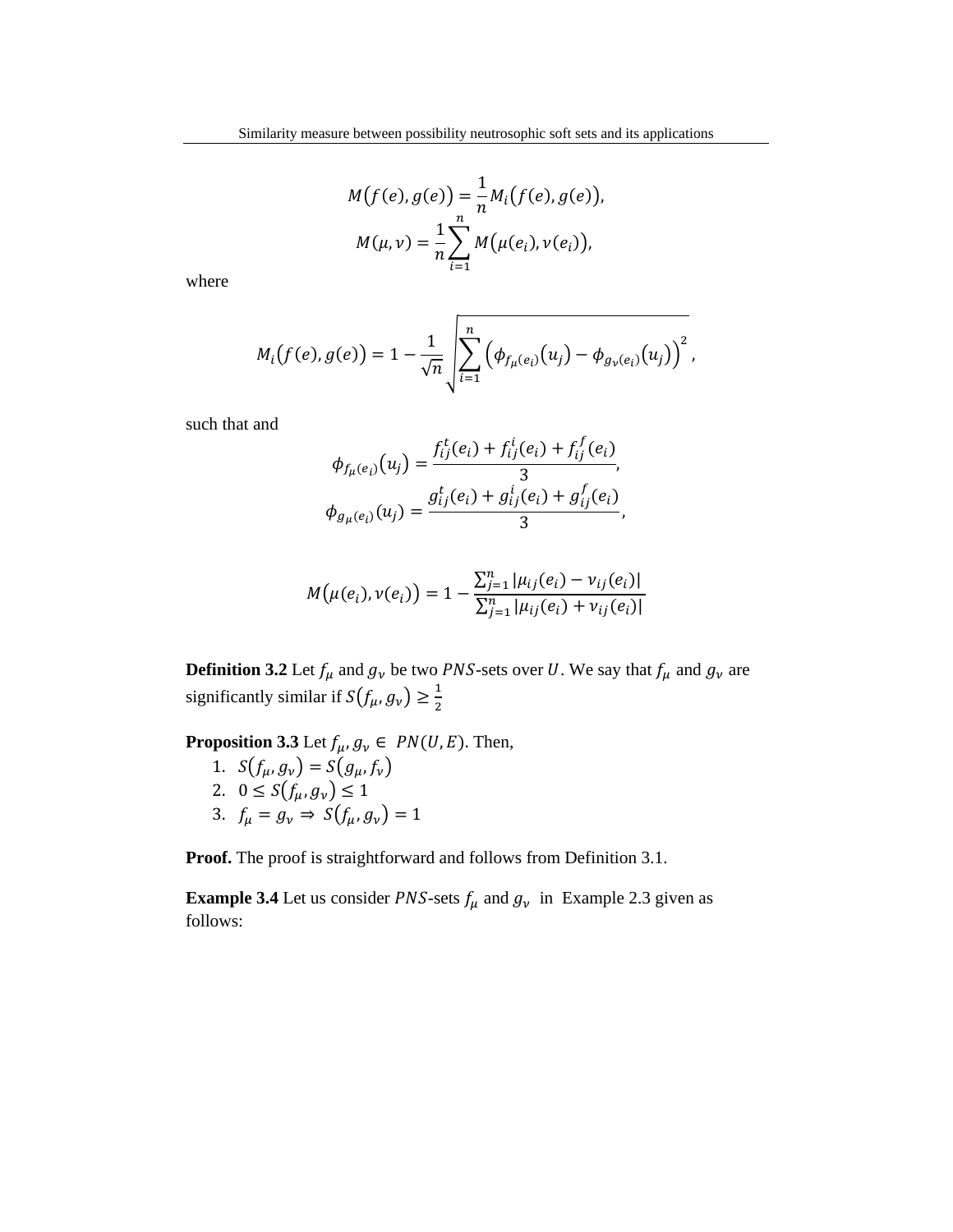$$M\big(f(e), g(e)\big) = \frac{1}{n} M_i\big(f(e), g(e)\big),$$

$$M(\mu, \nu) = \frac{1}{n} \sum_{i=1}^{n} M\big(\mu(e_i), \nu(e_i)\big),$$

where

$$M_i\big(f(e), g(e)\big) = 1 - \frac{1}{\sqrt{n}} \sqrt{\sum_{i=1}^{n} \Big(\phi_{f_\mu(e_i)}(u_j) - \phi_{g_\nu(e_i)}(u_j)\Big)^2},$$

such that and

$$\phi_{f_\mu(e_i)}(u_j) = \frac{f_{ij}^t(e_i) + f_{ij}^i(e_i) + f_{ij}^f(e_i)}{3},$$

$$\phi_{g_\mu(e_i)}(u_j) = \frac{g_{ij}^t(e_i) + g_{ij}^i(e_i) + g_{ij}^f(e_i)}{3},$$

$$M\big(\mu(e_i), \nu(e_i)\big) = 1 - \frac{\sum_{j=1}^{n} |\mu_{ij}(e_i) - \nu_{ij}(e_i)|}{\sum_{j=1}^{n} |\mu_{ij}(e_i) + \nu_{ij}(e_i)|}$$

**Definition 3.2** Let $f_\mu$ and $g_\nu$ be two $PNS$-sets over $U$. We say that $f_\mu$ and $g_\nu$ are significantly similar if $S(f_\mu, g_\nu) \geq \frac{1}{2}$

**Proposition 3.3** Let $f_\mu, g_\nu \in PN(U, E)$. Then,

1. $S(f_\mu, g_\nu) = S(g_\mu, f_\nu)$
2. $0 \leq S(f_\mu, g_\nu) \leq 1$
3. $f_\mu = g_\nu \Rightarrow S(f_\mu, g_\nu) = 1$

**Proof.** The proof is straightforward and follows from Definition 3.1.

**Example 3.4** Let us consider $PNS$-sets $f_\mu$ and $g_\nu$ in Example 2.3 given as follows: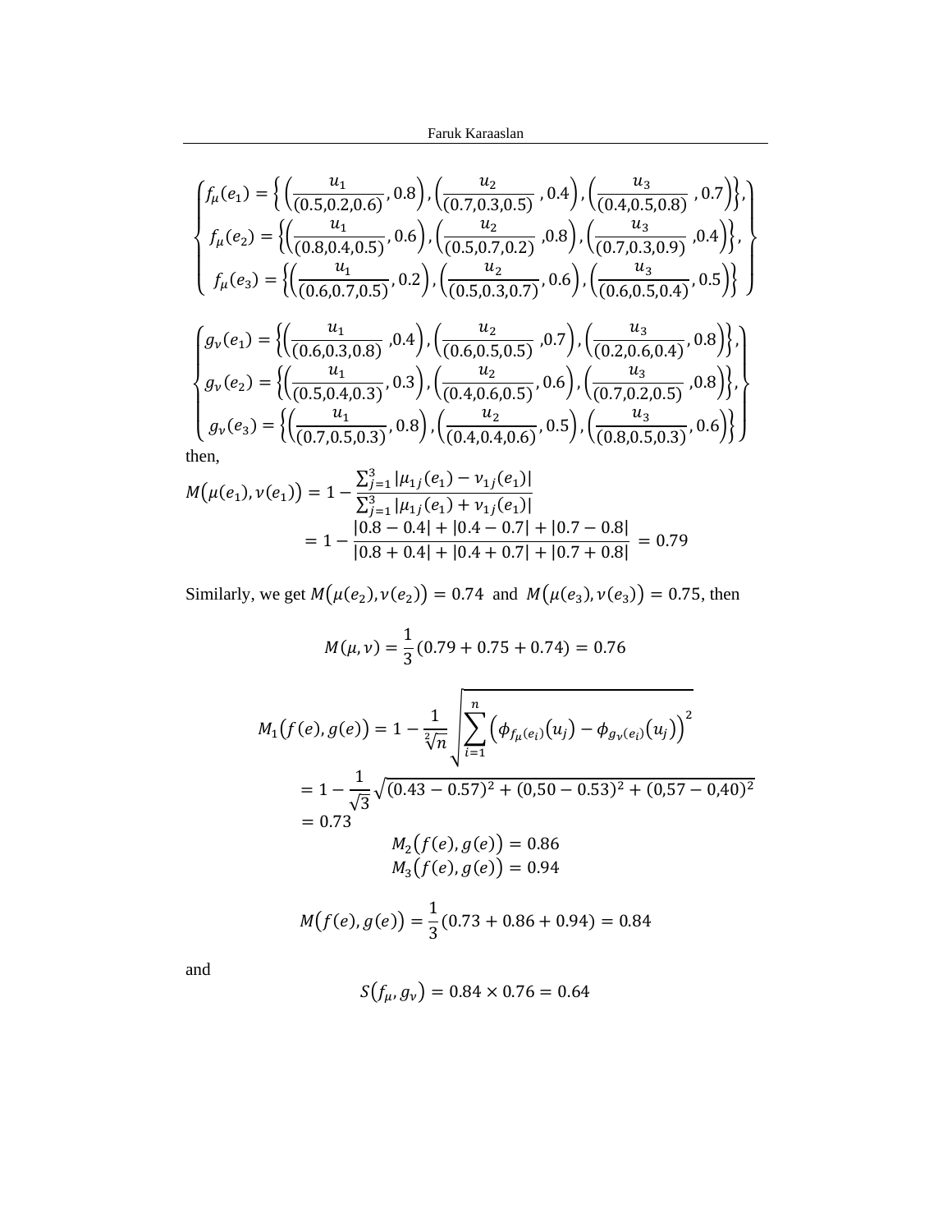$$
\begin{Bmatrix}
f_\mu(e_1) = \left\{ \left(\frac{u_1}{(0.5,0.2,0.6)}, 0.8\right), \left(\frac{u_2}{(0.7,0.3,0.5)}, 0.4\right), \left(\frac{u_3}{(0.4,0.5,0.8)}, 0.7\right)\right\}, \\
f_\mu(e_2) = \left\{\left(\frac{u_1}{(0.8,0.4,0.5)}, 0.6\right), \left(\frac{u_2}{(0.5,0.7,0.2)}, 0.8\right), \left(\frac{u_3}{(0.7,0.3,0.9)}, 0.4\right)\right\}, \\
f_\mu(e_3) = \left\{\left(\frac{u_1}{(0.6,0.7,0.5)}, 0.2\right), \left(\frac{u_2}{(0.5,0.3,0.7)}, 0.6\right), \left(\frac{u_3}{(0.6,0.5,0.4)}, 0.5\right)\right\}
\end{Bmatrix}
$$

$$
\begin{Bmatrix}
g_\nu(e_1) = \left\{\left(\frac{u_1}{(0.6,0.3,0.8)}, 0.4\right), \left(\frac{u_2}{(0.6,0.5,0.5)}, 0.7\right), \left(\frac{u_3}{(0.2,0.6,0.4)}, 0.8\right)\right\}, \\
g_\nu(e_2) = \left\{\left(\frac{u_1}{(0.5,0.4,0.3)}, 0.3\right), \left(\frac{u_2}{(0.4,0.6,0.5)}, 0.6\right), \left(\frac{u_3}{(0.7,0.2,0.5)}, 0.8\right)\right\}, \\
g_\nu(e_3) = \left\{\left(\frac{u_1}{(0.7,0.5,0.3)}, 0.8\right), \left(\frac{u_2}{(0.4,0.4,0.6)}, 0.5\right), \left(\frac{u_3}{(0.8,0.5,0.3)}, 0.6\right)\right\}
\end{Bmatrix}
$$

then,

$$
\begin{aligned}
M\big(\mu(e_1), \nu(e_1)\big) &= 1 - \frac{\sum_{j=1}^{3} |\mu_{1j}(e_1) - \nu_{1j}(e_1)|}{\sum_{j=1}^{3} |\mu_{1j}(e_1) + \nu_{1j}(e_1)|} \\
&= 1 - \frac{|0.8 - 0.4| + |0.4 - 0.7| + |0.7 - 0.8|}{|0.8 + 0.4| + |0.4 + 0.7| + |0.7 + 0.8|} = 0.79
\end{aligned}
$$

Similarly, we get $M\big(\mu(e_2), \nu(e_2)\big) = 0.74$ and $M\big(\mu(e_3), \nu(e_3)\big) = 0.75$, then

$$
M(\mu, \nu) = \frac{1}{3}(0.79 + 0.75 + 0.74) = 0.76
$$

$$
\begin{aligned}
M_1\big(f(e), g(e)\big) &= 1 - \frac{1}{\sqrt[2]{n}} \sqrt{\sum_{i=1}^{n} \left(\phi_{f_\mu(e_i)}(u_j) - \phi_{g_\nu(e_i)}(u_j)\right)^2} \\
&= 1 - \frac{1}{\sqrt{3}} \sqrt{(0.43 - 0.57)^2 + (0,50 - 0.53)^2 + (0,57 - 0,40)^2} \\
&= 0.73
\end{aligned}
$$

$$
M_2\big(f(e), g(e)\big) = 0.86
$$

$$
M_3\big(f(e), g(e)\big) = 0.94
$$

$$
M\big(f(e), g(e)\big) = \frac{1}{3}(0.73 + 0.86 + 0.94) = 0.84
$$

and

$$
S\big(f_\mu, g_\nu\big) = 0.84 \times 0.76 = 0.64
$$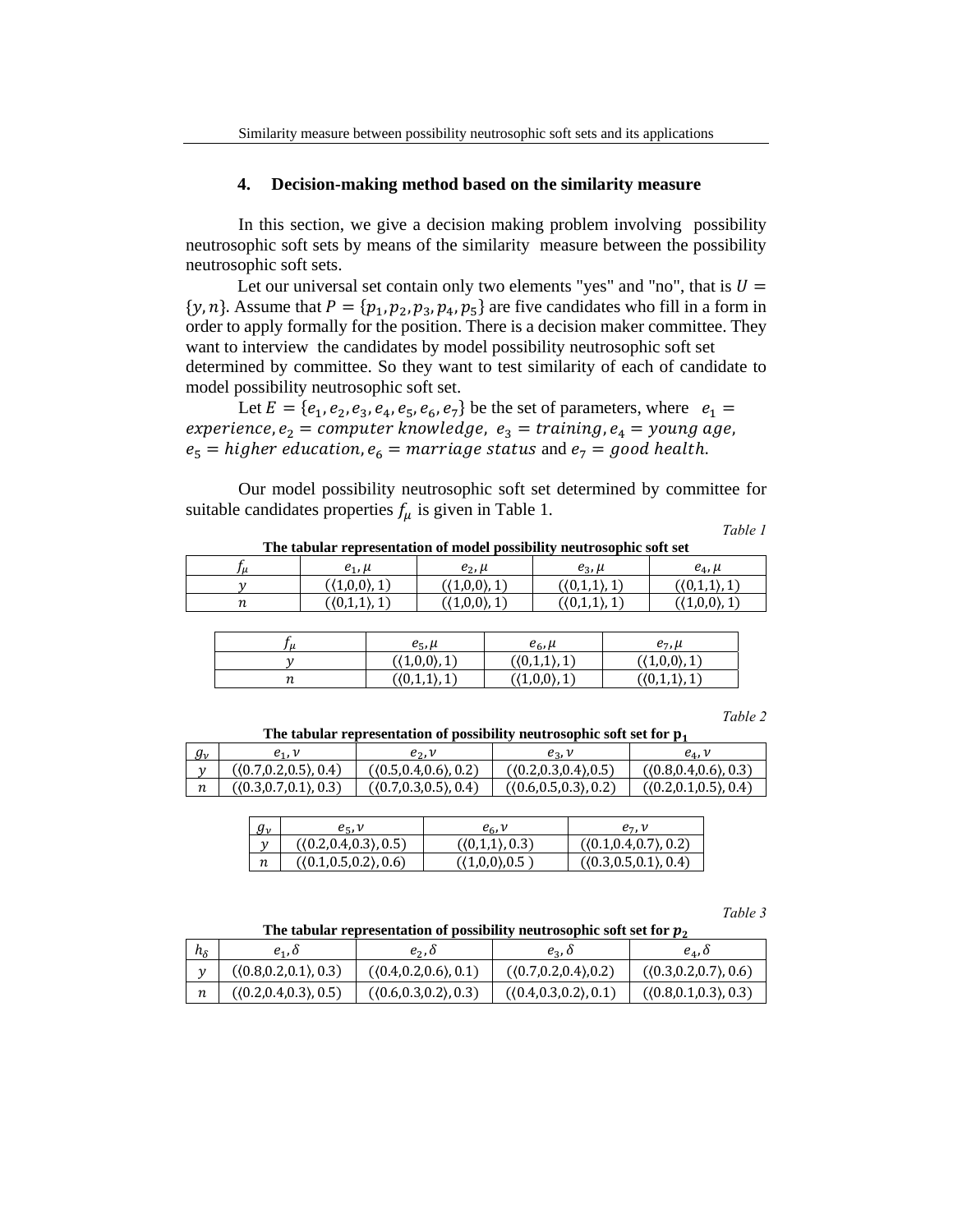## 4. Decision-making method based on the similarity measure

In this section, we give a decision making problem involving possibility neutrosophic soft sets by means of the similarity measure between the possibility neutrosophic soft sets.

Let our universal set contain only two elements "yes" and "no", that is $U = \{y, n\}$. Assume that $P = \{p_1, p_2, p_3, p_4, p_5\}$ are five candidates who fill in a form in order to apply formally for the position. There is a decision maker committee. They want to interview the candidates by model possibility neutrosophic soft set determined by committee. So they want to test similarity of each of candidate to model possibility neutrosophic soft set.

Let $E = \{e_1, e_2, e_3, e_4, e_5, e_6, e_7\}$ be the set of parameters, where $e_1 = experience, e_2 = computer\ knowledge,\ e_3 = training, e_4 = young\ age,$ $e_5 = higher\ education, e_6 = marriage\ status$ and $e_7 = good\ health.$

Our model possibility neutrosophic soft set determined by committee for suitable candidates properties $f_\mu$ is given in Table 1.

*Table 1*

**The tabular representation of model possibility neutrosophic soft set**

| $f_\mu$ | $e_1,\mu$ | $e_2,\mu$ | $e_3,\mu$ | $e_4,\mu$ |
|---|---|---|---|---|
| $y$ | $(\langle 1,0,0\rangle, 1)$ | $(\langle 1,0,0\rangle, 1)$ | $(\langle 0,1,1\rangle, 1)$ | $(\langle 0,1,1\rangle, 1)$ |
| $n$ | $(\langle 0,1,1\rangle, 1)$ | $(\langle 1,0,0\rangle, 1)$ | $(\langle 0,1,1\rangle, 1)$ | $(\langle 1,0,0\rangle, 1)$ |

| $f_\mu$ | $e_5,\mu$ | $e_6,\mu$ | $e_7,\mu$ |
|---|---|---|---|
| $y$ | $(\langle 1,0,0\rangle, 1)$ | $(\langle 0,1,1\rangle, 1)$ | $(\langle 1,0,0\rangle, 1)$ |
| $n$ | $(\langle 0,1,1\rangle, 1)$ | $(\langle 1,0,0\rangle, 1)$ | $(\langle 0,1,1\rangle, 1)$ |

*Table 2*

**The tabular representation of possibility neutrosophic soft set for $p_1$**

| $g_\nu$ | $e_1,\nu$ | $e_2,\nu$ | $e_3,\nu$ | $e_4,\nu$ |
|---|---|---|---|---|
| $y$ | $(\langle 0.7,0.2,0.5\rangle, 0.4)$ | $(\langle 0.5,0.4,0.6\rangle, 0.2)$ | $(\langle 0.2,0.3,0.4\rangle, 0.5)$ | $(\langle 0.8,0.4,0.6\rangle, 0.3)$ |
| $n$ | $(\langle 0.3,0.7,0.1\rangle, 0.3)$ | $(\langle 0.7,0.3,0.5\rangle, 0.4)$ | $(\langle 0.6,0.5,0.3\rangle, 0.2)$ | $(\langle 0.2,0.1,0.5\rangle, 0.4)$ |

| $g_\nu$ | $e_5,\nu$ | $e_6,\nu$ | $e_7,\nu$ |
|---|---|---|---|
| $y$ | $(\langle 0.2,0.4,0.3\rangle, 0.5)$ | $(\langle 0,1,1\rangle, 0.3)$ | $(\langle 0.1,0.4,0.7\rangle, 0.2)$ |
| $n$ | $(\langle 0.1,0.5,0.2\rangle, 0.6)$ | $(\langle 1,0,0\rangle, 0.5)$ | $(\langle 0.3,0.5,0.1\rangle, 0.4)$ |

*Table 3*

**The tabular representation of possibility neutrosophic soft set for $p_2$**

| $h_\delta$ | $e_1,\delta$ | $e_2,\delta$ | $e_3,\delta$ | $e_4,\delta$ |
|---|---|---|---|---|
| $y$ | $(\langle 0.8,0.2,0.1\rangle, 0.3)$ | $(\langle 0.4,0.2,0.6\rangle, 0.1)$ | $(\langle 0.7,0.2,0.4\rangle, 0.2)$ | $(\langle 0.3,0.2,0.7\rangle, 0.6)$ |
| $n$ | $(\langle 0.2,0.4,0.3\rangle, 0.5)$ | $(\langle 0.6,0.3,0.2\rangle, 0.3)$ | $(\langle 0.4,0.3,0.2\rangle, 0.1)$ | $(\langle 0.8,0.1,0.3\rangle, 0.3)$ |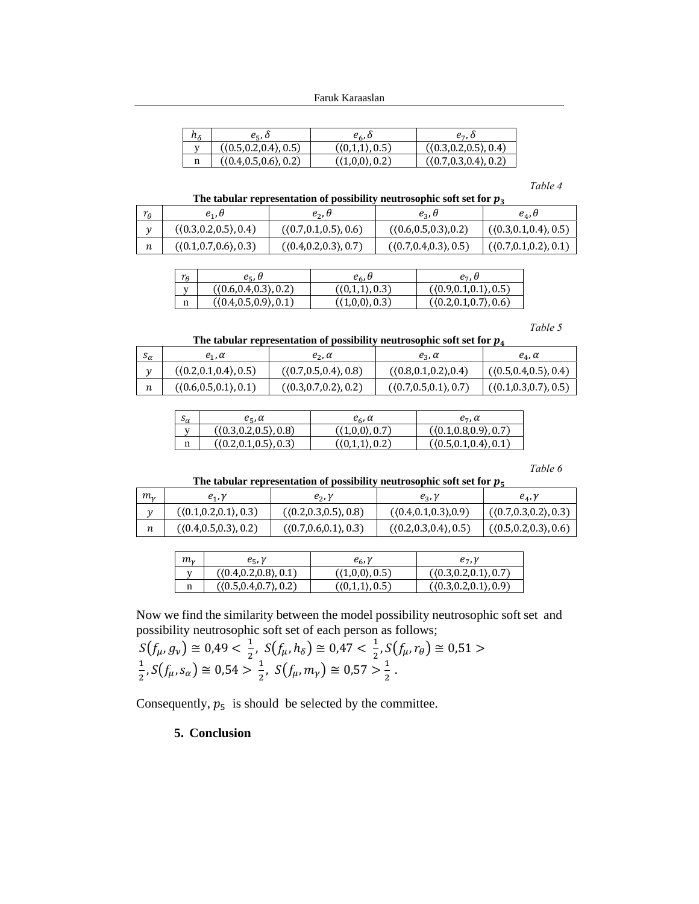| $h_\delta$ | $e_5, \delta$ | $e_6, \delta$ | $e_7, \delta$ |
|---|---|---|---|
| y | $(\langle 0.5,0.2,0.4\rangle, 0.5)$ | $(\langle 0,1,1\rangle, 0.5)$ | $(\langle 0.3,0.2,0.5\rangle, 0.4)$ |
| n | $(\langle 0.4,0.5,0.6\rangle, 0.2)$ | $(\langle 1,0,0\rangle, 0.2)$ | $(\langle 0.7,0.3,0.4\rangle, 0.2)$ |

*Table 4*

**The tabular representation of possibility neutrosophic soft set for $p_3$**

| $r_\theta$ | $e_1, \theta$ | $e_2, \theta$ | $e_3, \theta$ | $e_4, \theta$ |
|---|---|---|---|---|
| $y$ | $(\langle 0.3,0.2,0.5\rangle, 0.4)$ | $(\langle 0.7,0.1,0.5\rangle, 0.6)$ | $(\langle 0.6,0.5,0.3\rangle, 0.2)$ | $(\langle 0.3,0.1,0.4\rangle, 0.5)$ |
| $n$ | $(\langle 0.1,0.7,0.6\rangle, 0.3)$ | $(\langle 0.4,0.2,0.3\rangle, 0.7)$ | $(\langle 0.7,0.4,0.3\rangle, 0.5)$ | $(\langle 0.7,0.1,0.2\rangle, 0.1)$ |

| $r_\theta$ | $e_5, \theta$ | $e_6, \theta$ | $e_7, \theta$ |
|---|---|---|---|
| y | $(\langle 0.6,0.4,0.3\rangle, 0.2)$ | $(\langle 0,1,1\rangle, 0.3)$ | $(\langle 0.9,0.1,0.1\rangle, 0.5)$ |
| n | $(\langle 0.4,0.5,0.9\rangle, 0.1)$ | $(\langle 1,0,0\rangle, 0.3)$ | $(\langle 0.2,0.1,0.7\rangle, 0.6)$ |

*Table 5*

**The tabular representation of possibility neutrosophic soft set for $p_4$**

| $s_\alpha$ | $e_1, \alpha$ | $e_2, \alpha$ | $e_3, \alpha$ | $e_4, \alpha$ |
|---|---|---|---|---|
| $y$ | $(\langle 0.2,0.1,0.4\rangle, 0.5)$ | $(\langle 0.7,0.5,0.4\rangle, 0.8)$ | $(\langle 0.8,0.1,0.2\rangle, 0.4)$ | $(\langle 0.5,0.4,0.5\rangle, 0.4)$ |
| $n$ | $(\langle 0.6,0.5,0.1\rangle, 0.1)$ | $(\langle 0.3,0.7,0.2\rangle, 0.2)$ | $(\langle 0.7,0.5,0.1\rangle, 0.7)$ | $(\langle 0.1,0.3,0.7\rangle, 0.5)$ |

| $s_\alpha$ | $e_5, \alpha$ | $e_6, \alpha$ | $e_7, \alpha$ |
|---|---|---|---|
| y | $(\langle 0.3,0.2,0.5\rangle, 0.8)$ | $(\langle 1,0,0\rangle, 0.7)$ | $(\langle 0.1,0.8,0.9\rangle, 0.7)$ |
| n | $(\langle 0.2,0.1,0.5\rangle, 0.3)$ | $(\langle 0,1,1\rangle, 0.2)$ | $(\langle 0.5,0.1,0.4\rangle, 0.1)$ |

*Table 6*

**The tabular representation of possibility neutrosophic soft set for $p_5$**

| $m_\gamma$ | $e_1, \gamma$ | $e_2, \gamma$ | $e_3, \gamma$ | $e_4, \gamma$ |
|---|---|---|---|---|
| $y$ | $(\langle 0.1,0.2,0.1\rangle, 0.3)$ | $(\langle 0.2,0.3,0.5\rangle, 0.8)$ | $(\langle 0.4,0.1,0.3\rangle, 0.9)$ | $(\langle 0.7,0.3,0.2\rangle, 0.3)$ |
| $n$ | $(\langle 0.4,0.5,0.3\rangle, 0.2)$ | $(\langle 0.7,0.6,0.1\rangle, 0.3)$ | $(\langle 0.2,0.3,0.4\rangle, 0.5)$ | $(\langle 0.5,0.2,0.3\rangle, 0.6)$ |

| $m_\gamma$ | $e_5, \gamma$ | $e_6, \gamma$ | $e_7, \gamma$ |
|---|---|---|---|
| y | $(\langle 0.4,0.2,0.8\rangle, 0.1)$ | $(\langle 1,0,0\rangle, 0.5)$ | $(\langle 0.3,0.2,0.1\rangle, 0.7)$ |
| n | $(\langle 0.5,0.4,0.7\rangle, 0.2)$ | $(\langle 0,1,1\rangle, 0.5)$ | $(\langle 0.3,0.2,0.1\rangle, 0.9)$ |

Now we find the similarity between the model possibility neutrosophic soft set and possibility neutrosophic soft set of each person as follows;

$S(f_\mu, g_\nu) \cong 0{,}49 < \frac{1}{2},\ S(f_\mu, h_\delta) \cong 0{,}47 < \frac{1}{2}, S(f_\mu, r_\theta) \cong 0{,}51 > \frac{1}{2}, S(f_\mu, s_\alpha) \cong 0{,}54 > \frac{1}{2},\ S(f_\mu, m_\gamma) \cong 0{,}57 > \frac{1}{2}$ .

Consequently, $p_5$ is should be selected by the committee.

## 5. Conclusion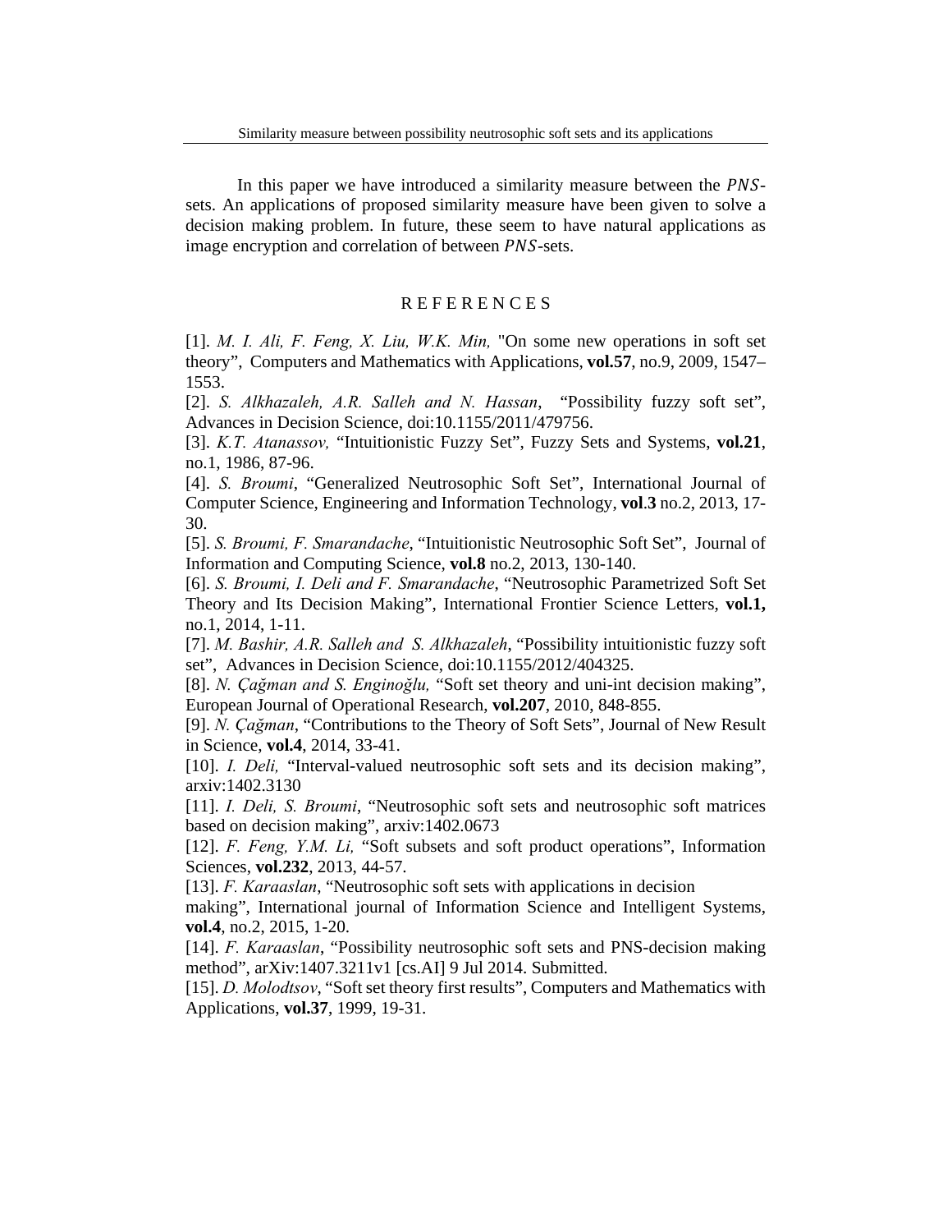In this paper we have introduced a similarity measure between the $PNS$-sets. An applications of proposed similarity measure have been given to solve a decision making problem. In future, these seem to have natural applications as image encryption and correlation of between $PNS$-sets.

## R E F E R E N C E S

[1]. *M. I. Ali, F. Feng, X. Liu, W.K. Min,* "On some new operations in soft set theory", Computers and Mathematics with Applications, **vol.57**, no.9, 2009, 1547–1553.

[2]. *S. Alkhazaleh, A.R. Salleh and N. Hassan*, "Possibility fuzzy soft set", Advances in Decision Science, doi:10.1155/2011/479756.

[3]. *K.T. Atanassov,* "Intuitionistic Fuzzy Set", Fuzzy Sets and Systems, **vol.21**, no.1, 1986, 87-96.

[4]. *S. Broumi*, "Generalized Neutrosophic Soft Set", International Journal of Computer Science, Engineering and Information Technology, **vol**.**3** no.2, 2013, 17-30.

[5]. *S. Broumi, F. Smarandache*, "Intuitionistic Neutrosophic Soft Set", Journal of Information and Computing Science, **vol.8** no.2, 2013, 130-140.

[6]. *S. Broumi, I. Deli and F. Smarandache*, "Neutrosophic Parametrized Soft Set Theory and Its Decision Making", International Frontier Science Letters, **vol.1,** no.1, 2014, 1-11.

[7]. *M. Bashir, A.R. Salleh and S. Alkhazaleh*, "Possibility intuitionistic fuzzy soft set", Advances in Decision Science, doi:10.1155/2012/404325.

[8]. *N. Çağman and S. Enginoğlu,* "Soft set theory and uni-int decision making", European Journal of Operational Research, **vol.207**, 2010, 848-855.

[9]. *N. Çağman*, "Contributions to the Theory of Soft Sets", Journal of New Result in Science, **vol.4**, 2014, 33-41.

[10]. *I. Deli,* "Interval-valued neutrosophic soft sets and its decision making", arxiv:1402.3130

[11]. *I. Deli, S. Broumi*, "Neutrosophic soft sets and neutrosophic soft matrices based on decision making", arxiv:1402.0673

[12]. *F. Feng, Y.M. Li,* "Soft subsets and soft product operations", Information Sciences, **vol.232**, 2013, 44-57.

[13]. *F. Karaaslan*, "Neutrosophic soft sets with applications in decision making", International journal of Information Science and Intelligent Systems, **vol.4**, no.2, 2015, 1-20.

[14]. *F. Karaaslan*, "Possibility neutrosophic soft sets and PNS-decision making method", arXiv:1407.3211v1 [cs.AI] 9 Jul 2014. Submitted.

[15]. *D. Molodtsov*, "Soft set theory first results", Computers and Mathematics with Applications, **vol.37**, 1999, 19-31.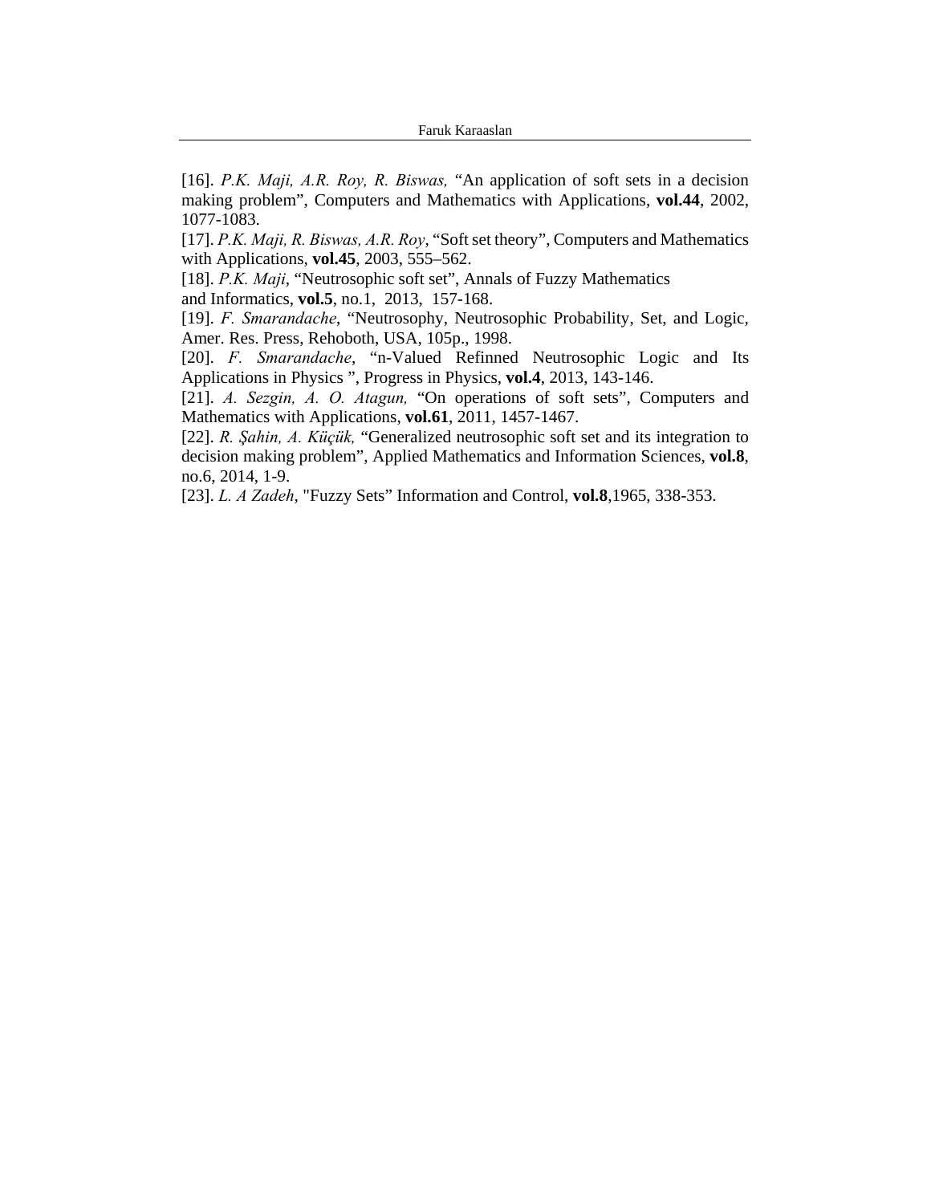[16]. *P.K. Maji, A.R. Roy, R. Biswas,* "An application of soft sets in a decision making problem", Computers and Mathematics with Applications, **vol.44**, 2002, 1077-1083.

[17]. *P.K. Maji, R. Biswas, A.R. Roy*, "Soft set theory", Computers and Mathematics with Applications, **vol.45**, 2003, 555–562.

[18]. *P.K. Maji*, "Neutrosophic soft set", Annals of Fuzzy Mathematics and Informatics, **vol.5**, no.1, 2013, 157-168.

[19]. *F. Smarandache*, "Neutrosophy, Neutrosophic Probability, Set, and Logic, Amer. Res. Press, Rehoboth, USA, 105p., 1998.

[20]. *F. Smarandache*, "n-Valued Refinned Neutrosophic Logic and Its Applications in Physics ", Progress in Physics, **vol.4**, 2013, 143-146.

[21]. *A. Sezgin, A. O. Atagun,* "On operations of soft sets", Computers and Mathematics with Applications, **vol.61**, 2011, 1457-1467.

[22]. *R. Şahin, A. Küçük,* "Generalized neutrosophic soft set and its integration to decision making problem", Applied Mathematics and Information Sciences, **vol.8**, no.6, 2014, 1-9.

[23]. *L. A Zadeh*, "Fuzzy Sets" Information and Control, **vol.8**,1965, 338-353.